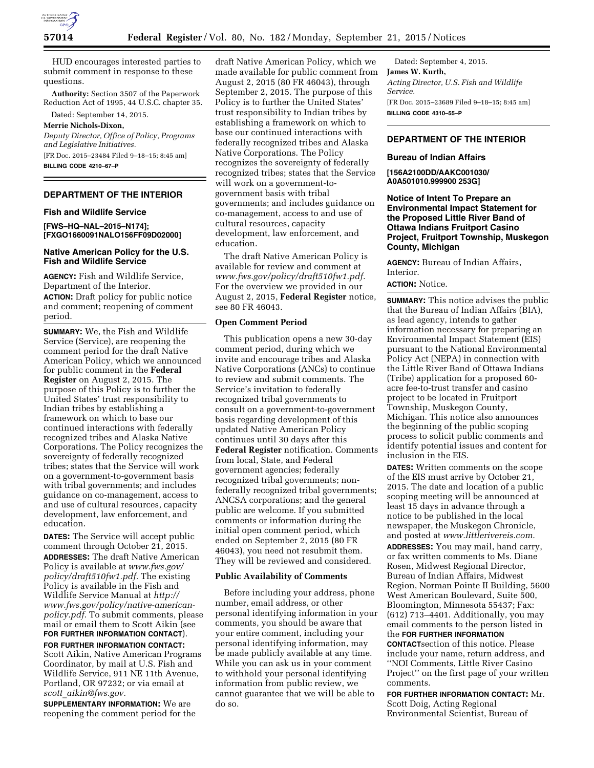HUD encourages interested parties to submit comment in response to these questions.

**Authority:** Section 3507 of the Paperwork Reduction Act of 1995, 44 U.S.C. chapter 35.

Dated: September 14, 2015.

**Merrie Nichols-Dixon,**

*Deputy Director, Office of Policy, Programs and Legislative Initiatives.*

[FR Doc. 2015–23484 Filed 9–18–15; 8:45 am]

**BILLING CODE 4210–67–P**

## DEPARTMENT OF THE INTERIOR

### Fish and Wildlife Service

**[FWS–HQ–NAL–2015–N174]; [FXGO1660091NALO156FF09D02000]**

### Native American Policy for the U.S. Fish and Wildlife Service

**AGENCY:** Fish and Wildlife Service, Department of the Interior.

**ACTION:** Draft policy for public notice and comment; reopening of comment period.

**SUMMARY:** We, the Fish and Wildlife Service (Service), are reopening the comment period for the draft Native American Policy, which we announced for public comment in the **Federal Register** on August 2, 2015. The purpose of this Policy is to further the United States' trust responsibility to Indian tribes by establishing a framework on which to base our continued interactions with federally recognized tribes and Alaska Native Corporations. The Policy recognizes the sovereignty of federally recognized tribes; states that the Service will work on a government-to-government basis with tribal governments; and includes guidance on co-management, access to and use of cultural resources, capacity development, law enforcement, and education.

**DATES:** The Service will accept public comment through October 21, 2015.

**ADDRESSES:** The draft Native American Policy is available at *www.fws.gov/policy/draft510fw1.pdf*. The existing Policy is available in the Fish and Wildlife Service Manual at *http://www.fws.gov/policy/native-american-policy.pdf*. To submit comments, please mail or email them to Scott Aikin (see **FOR FURTHER INFORMATION CONTACT**).

**FOR FURTHER INFORMATION CONTACT:** Scott Aikin, Native American Programs Coordinator, by mail at U.S. Fish and Wildlife Service, 911 NE 11th Avenue, Portland, OR 97232; or via email at *scott_aikin@fws.gov*.

**SUPPLEMENTARY INFORMATION:** We are reopening the comment period for the draft Native American Policy, which we made available for public comment from August 2, 2015 (80 FR 46043), through September 2, 2015. The purpose of this Policy is to further the United States' trust responsibility to Indian tribes by establishing a framework on which to base our continued interactions with federally recognized tribes and Alaska Native Corporations. The Policy recognizes the sovereignty of federally recognized tribes; states that the Service will work on a government-to-government basis with tribal governments; and includes guidance on co-management, access to and use of cultural resources, capacity development, law enforcement, and education.

The draft Native American Policy is available for review and comment at *www.fws.gov/policy/draft510fw1.pdf*. For the overview we provided in our August 2, 2015, **Federal Register** notice, see 80 FR 46043.

#### Open Comment Period

This publication opens a new 30-day comment period, during which we invite and encourage tribes and Alaska Native Corporations (ANCs) to continue to review and submit comments. The Service's invitation to federally recognized tribal governments to consult on a government-to-government basis regarding development of this updated Native American Policy continues until 30 days after this **Federal Register** notification. Comments from local, State, and Federal government agencies; federally recognized tribal governments; non-federally recognized tribal governments; ANCSA corporations; and the general public are welcome. If you submitted comments or information during the initial open comment period, which ended on September 2, 2015 (80 FR 46043), you need not resubmit them. They will be reviewed and considered.

#### Public Availability of Comments

Before including your address, phone number, email address, or other personal identifying information in your comments, you should be aware that your entire comment, including your personal identifying information, may be made publicly available at any time. While you can ask us in your comment to withhold your personal identifying information from public review, we cannot guarantee that we will be able to do so.

Dated: September 4, 2015.

**James W. Kurth,**

*Acting Director, U.S. Fish and Wildlife Service.*

[FR Doc. 2015–23689 Filed 9–18–15; 8:45 am]

**BILLING CODE 4310–55–P**

## DEPARTMENT OF THE INTERIOR

### Bureau of Indian Affairs

**[156A2100DD/AAKC001030/A0A501010.999900 253G]**

### Notice of Intent To Prepare an Environmental Impact Statement for the Proposed Little River Band of Ottawa Indians Fruitport Casino Project, Fruitport Township, Muskegon County, Michigan

**AGENCY:** Bureau of Indian Affairs, Interior.

**ACTION:** Notice.

**SUMMARY:** This notice advises the public that the Bureau of Indian Affairs (BIA), as lead agency, intends to gather information necessary for preparing an Environmental Impact Statement (EIS) pursuant to the National Environmental Policy Act (NEPA) in connection with the Little River Band of Ottawa Indians (Tribe) application for a proposed 60-acre fee-to-trust transfer and casino project to be located in Fruitport Township, Muskegon County, Michigan. This notice also announces the beginning of the public scoping process to solicit public comments and identify potential issues and content for inclusion in the EIS.

**DATES:** Written comments on the scope of the EIS must arrive by October 21, 2015. The date and location of a public scoping meeting will be announced at least 15 days in advance through a notice to be published in the local newspaper, the Muskegon Chronicle, and posted at *www.littlerivereis.com*.

**ADDRESSES:** You may mail, hand carry, or fax written comments to Ms. Diane Rosen, Midwest Regional Director, Bureau of Indian Affairs, Midwest Region, Norman Pointe II Building, 5600 West American Boulevard, Suite 500, Bloomington, Minnesota 55437; Fax: (612) 713–4401. Additionally, you may email comments to the person listed in the **FOR FURTHER INFORMATION CONTACT** section of this notice. Please include your name, return address, and "NOI Comments, Little River Casino Project" on the first page of your written comments.

**FOR FURTHER INFORMATION CONTACT:** Mr. Scott Doig, Acting Regional Environmental Scientist, Bureau of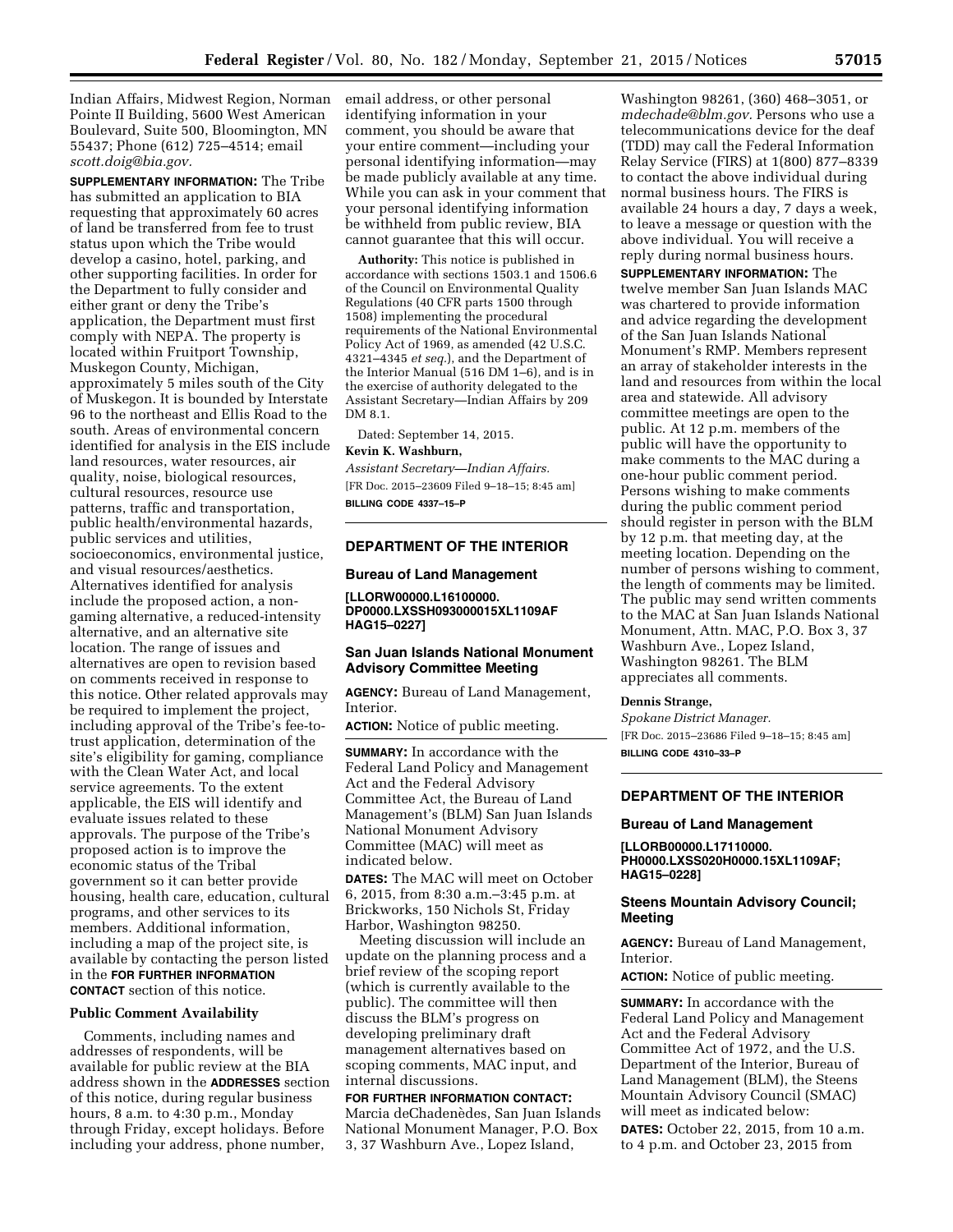Indian Affairs, Midwest Region, Norman Pointe II Building, 5600 West American Boulevard, Suite 500, Bloomington, MN 55437; Phone (612) 725–4514; email *scott.doig@bia.gov.*

**SUPPLEMENTARY INFORMATION:** The Tribe has submitted an application to BIA requesting that approximately 60 acres of land be transferred from fee to trust status upon which the Tribe would develop a casino, hotel, parking, and other supporting facilities. In order for the Department to fully consider and either grant or deny the Tribe's application, the Department must first comply with NEPA. The property is located within Fruitport Township, Muskegon County, Michigan, approximately 5 miles south of the City of Muskegon. It is bounded by Interstate 96 to the northeast and Ellis Road to the south. Areas of environmental concern identified for analysis in the EIS include land resources, water resources, air quality, noise, biological resources, cultural resources, resource use patterns, traffic and transportation, public health/environmental hazards, public services and utilities, socioeconomics, environmental justice, and visual resources/aesthetics. Alternatives identified for analysis include the proposed action, a non-gaming alternative, a reduced-intensity alternative, and an alternative site location. The range of issues and alternatives are open to revision based on comments received in response to this notice. Other related approvals may be required to implement the project, including approval of the Tribe's fee-to-trust application, determination of the site's eligibility for gaming, compliance with the Clean Water Act, and local service agreements. To the extent applicable, the EIS will identify and evaluate issues related to these approvals. The purpose of the Tribe's proposed action is to improve the economic status of the Tribal government so it can better provide housing, health care, education, cultural programs, and other services to its members. Additional information, including a map of the project site, is available by contacting the person listed in the **FOR FURTHER INFORMATION CONTACT** section of this notice.

### Public Comment Availability

Comments, including names and addresses of respondents, will be available for public review at the BIA address shown in the **ADDRESSES** section of this notice, during regular business hours, 8 a.m. to 4:30 p.m., Monday through Friday, except holidays. Before including your address, phone number, email address, or other personal identifying information in your comment, you should be aware that your entire comment—including your personal identifying information—may be made publicly available at any time. While you can ask in your comment that your personal identifying information be withheld from public review, BIA cannot guarantee that this will occur.

**Authority:** This notice is published in accordance with sections 1503.1 and 1506.6 of the Council on Environmental Quality Regulations (40 CFR parts 1500 through 1508) implementing the procedural requirements of the National Environmental Policy Act of 1969, as amended (42 U.S.C. 4321–4345 *et seq.*), and the Department of the Interior Manual (516 DM 1–6), and is in the exercise of authority delegated to the Assistant Secretary—Indian Affairs by 209 DM 8.1.

Dated: September 14, 2015.

**Kevin K. Washburn,**

*Assistant Secretary—Indian Affairs.*

[FR Doc. 2015–23609 Filed 9–18–15; 8:45 am]

**BILLING CODE 4337–15–P**

---

## DEPARTMENT OF THE INTERIOR

### Bureau of Land Management

**[LLORW00000.L16100000.DP0000.LXSSH093000015XL1109AF HAG15–0227]**

### San Juan Islands National Monument Advisory Committee Meeting

**AGENCY:** Bureau of Land Management, Interior.

**ACTION:** Notice of public meeting.

**SUMMARY:** In accordance with the Federal Land Policy and Management Act and the Federal Advisory Committee Act, the Bureau of Land Management's (BLM) San Juan Islands National Monument Advisory Committee (MAC) will meet as indicated below.

**DATES:** The MAC will meet on October 6, 2015, from 8:30 a.m.–3:45 p.m. at Brickworks, 150 Nichols St, Friday Harbor, Washington 98250.

Meeting discussion will include an update on the planning process and a brief review of the scoping report (which is currently available to the public). The committee will then discuss the BLM's progress on developing preliminary draft management alternatives based on scoping comments, MAC input, and internal discussions.

**FOR FURTHER INFORMATION CONTACT:** Marcia deChadenèdes, San Juan Islands National Monument Manager, P.O. Box 3, 37 Washburn Ave., Lopez Island, Washington 98261, (360) 468–3051, or *mdechade@blm.gov.* Persons who use a telecommunications device for the deaf (TDD) may call the Federal Information Relay Service (FIRS) at 1(800) 877–8339 to contact the above individual during normal business hours. The FIRS is available 24 hours a day, 7 days a week, to leave a message or question with the above individual. You will receive a reply during normal business hours.

**SUPPLEMENTARY INFORMATION:** The twelve member San Juan Islands MAC was chartered to provide information and advice regarding the development of the San Juan Islands National Monument's RMP. Members represent an array of stakeholder interests in the land and resources from within the local area and statewide. All advisory committee meetings are open to the public. At 12 p.m. members of the public will have the opportunity to make comments to the MAC during a one-hour public comment period. Persons wishing to make comments during the public comment period should register in person with the BLM by 12 p.m. that meeting day, at the meeting location. Depending on the number of persons wishing to comment, the length of comments may be limited. The public may send written comments to the MAC at San Juan Islands National Monument, Attn. MAC, P.O. Box 3, 37 Washburn Ave., Lopez Island, Washington 98261. The BLM appreciates all comments.

**Dennis Strange,**

*Spokane District Manager.*

[FR Doc. 2015–23686 Filed 9–18–15; 8:45 am]

**BILLING CODE 4310–33–P**

---

## DEPARTMENT OF THE INTERIOR

### Bureau of Land Management

**[LLORB00000.L17110000.PH0000.LXSS020H0000.15XL1109AF; HAG15–0228]**

### Steens Mountain Advisory Council; Meeting

**AGENCY:** Bureau of Land Management, Interior.

**ACTION:** Notice of public meeting.

**SUMMARY:** In accordance with the Federal Land Policy and Management Act and the Federal Advisory Committee Act of 1972, and the U.S. Department of the Interior, Bureau of Land Management (BLM), the Steens Mountain Advisory Council (SMAC) will meet as indicated below:

**DATES:** October 22, 2015, from 10 a.m. to 4 p.m. and October 23, 2015 from